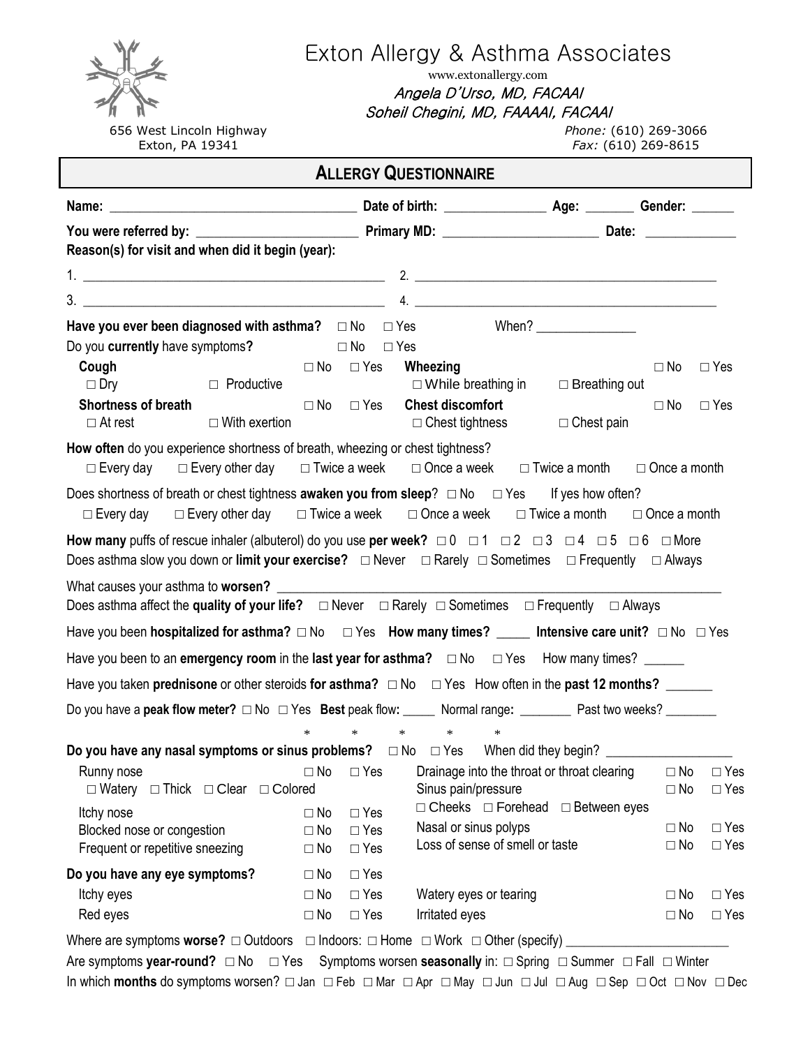# Exton Allergy & Asthma Associates

www.extonallergy.com

*Angela D'Urso, MD, FACAAI*
*Soheil Chegini, MD, FAAAAI, FACAAI*

656 West Lincoln Highway
Exton, PA 19341

*Phone:* (610) 269-3066
*Fax:* (610) 269-8615

## ALLERGY QUESTIONNAIRE

**Name:** ___________________________________ **Date of birth:** ______________ **Age:** _______ **Gender:** ______

**You were referred by:** _______________________ **Primary MD:** ______________________ **Date:** _____________

**Reason(s) for visit and when did it begin (year):**

1. _____________________________________________ 2. _____________________________________________

3. _____________________________________________ 4. _____________________________________________

**Have you ever been diagnosed with asthma?** □ No □ Yes When? _______________

Do you **currently** have symptoms**?** □ No □ Yes

**Cough** □ No □ Yes
□ Dry □ Productive

**Wheezing** □ No □ Yes
□ While breathing in □ Breathing out

**Shortness of breath** □ No □ Yes
□ At rest □ With exertion

**Chest discomfort** □ No □ Yes
□ Chest tightness □ Chest pain

**How often** do you experience shortness of breath, wheezing or chest tightness?
□ Every day □ Every other day □ Twice a week □ Once a week □ Twice a month □ Once a month

Does shortness of breath or chest tightness **awaken you from sleep**? □ No □ Yes If yes how often?
□ Every day □ Every other day □ Twice a week □ Once a week □ Twice a month □ Once a month

**How many** puffs of rescue inhaler (albuterol) do you use **per week?** □ 0 □ 1 □ 2 □ 3 □ 4 □ 5 □ 6 □ More

Does asthma slow you down or **limit your exercise?** □ Never □ Rarely □ Sometimes □ Frequently □ Always

What causes your asthma to **worsen?** ______________________________________________________________

Does asthma affect the **quality of your life?** □ Never □ Rarely □ Sometimes □ Frequently □ Always

Have you been **hospitalized for asthma?** □ No □ Yes **How many times?** _____ **Intensive care unit?** □ No □ Yes

Have you been to an **emergency room** in the **last year for asthma?** □ No □ Yes How many times? ______

Have you taken **prednisone** or other steroids **for asthma?** □ No □ Yes How often in the **past 12 months?** _______

Do you have a **peak flow meter?** □ No □ Yes **Best** peak flow**:** _____ Normal range**:** ________ Past two weeks? ________

\* \* \* \* \*

**Do you have any nasal symptoms or sinus problems?** □ No □ Yes When did they begin? ___________________

Runny nose □ No □ Yes
□ Watery □ Thick □ Clear □ Colored

Itchy nose □ No □ Yes

Blocked nose or congestion □ No □ Yes

Frequent or repetitive sneezing □ No □ Yes

Drainage into the throat or throat clearing □ No □ Yes

Sinus pain/pressure □ No □ Yes
□ Cheeks □ Forehead □ Between eyes

Nasal or sinus polyps □ No □ Yes

Loss of sense of smell or taste □ No □ Yes

**Do you have any eye symptoms?** □ No □ Yes

Itchy eyes □ No □ Yes

Red eyes □ No □ Yes

Watery eyes or tearing □ No □ Yes

Irritated eyes □ No □ Yes

Where are symptoms **worse?** □ Outdoors □ Indoors: □ Home □ Work □ Other (specify) ________________________

Are symptoms **year-round?** □ No □ Yes Symptoms worsen **seasonally** in: □ Spring □ Summer □ Fall □ Winter

In which **months** do symptoms worsen? □ Jan □ Feb □ Mar □ Apr □ May □ Jun □ Jul □ Aug □ Sep □ Oct □ Nov □ Dec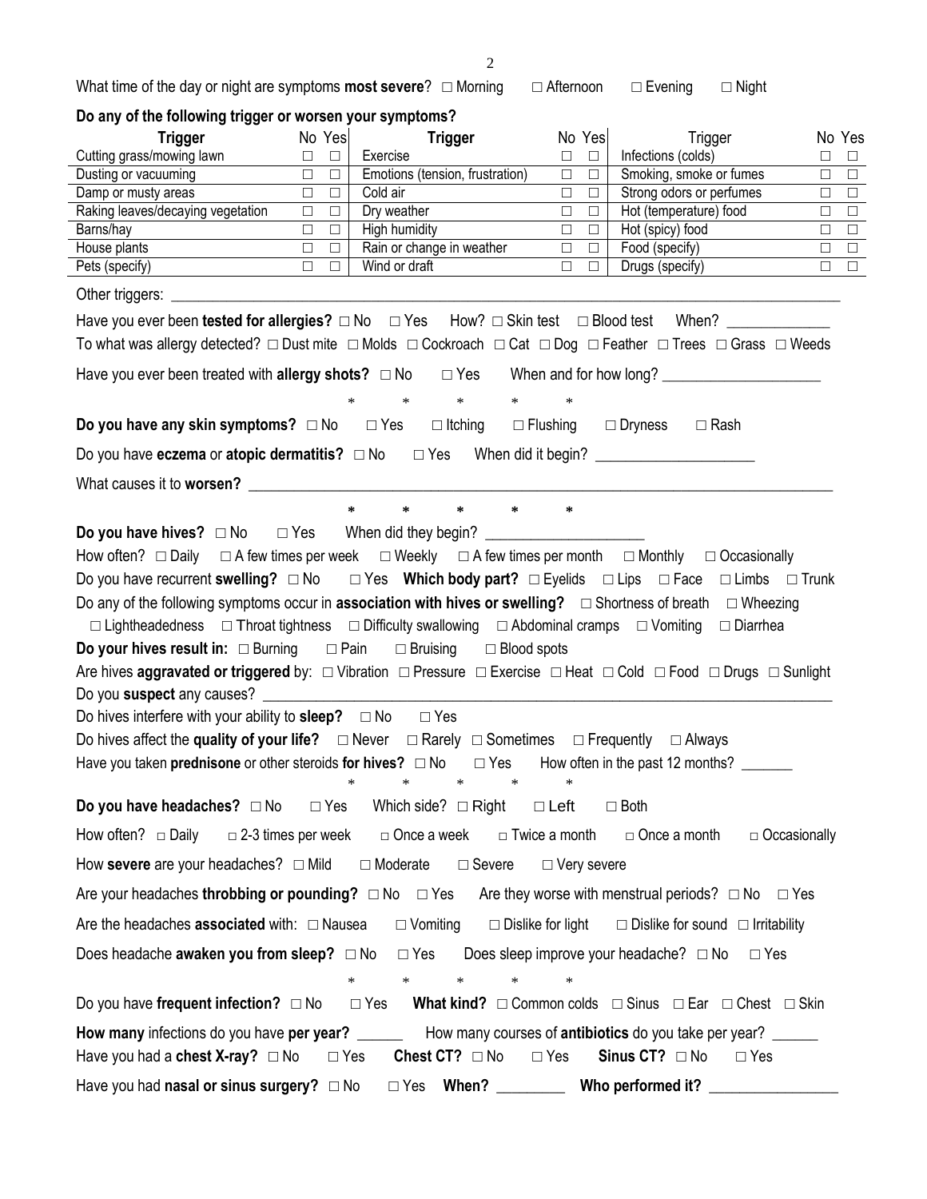What time of the day or night are symptoms **most severe**? ☐ Morning ☐ Afternoon ☐ Evening ☐ Night

**Do any of the following trigger or worsen your symptoms?**

| **Trigger** | No | Yes | **Trigger** | No | Yes | Trigger | No | Yes |
|---|---|---|---|---|---|---|---|---|
| Cutting grass/mowing lawn | ☐ | ☐ | Exercise | ☐ | ☐ | Infections (colds) | ☐ | ☐ |
| Dusting or vacuuming | ☐ | ☐ | Emotions (tension, frustration) | ☐ | ☐ | Smoking, smoke or fumes | ☐ | ☐ |
| Damp or musty areas | ☐ | ☐ | Cold air | ☐ | ☐ | Strong odors or perfumes | ☐ | ☐ |
| Raking leaves/decaying vegetation | ☐ | ☐ | Dry weather | ☐ | ☐ | Hot (temperature) food | ☐ | ☐ |
| Barns/hay | ☐ | ☐ | High humidity | ☐ | ☐ | Hot (spicy) food | ☐ | ☐ |
| House plants | ☐ | ☐ | Rain or change in weather | ☐ | ☐ | Food (specify) | ☐ | ☐ |
| Pets (specify) | ☐ | ☐ | Wind or draft | ☐ | ☐ | Drugs (specify) | ☐ | ☐ |

Other triggers: ________________________________________________________________

Have you ever been **tested for allergies?** ☐ No ☐ Yes How? ☐ Skin test ☐ Blood test When? _____________

To what was allergy detected? ☐ Dust mite ☐ Molds ☐ Cockroach ☐ Cat ☐ Dog ☐ Feather ☐ Trees ☐ Grass ☐ Weeds

Have you ever been treated with **allergy shots?** ☐ No ☐ Yes When and for how long? ____________________

\* \* \* \* \*

**Do you have any skin symptoms?** ☐ No ☐ Yes ☐ Itching ☐ Flushing ☐ Dryness ☐ Rash

Do you have **eczema** or **atopic dermatitis?** ☐ No ☐ Yes When did it begin? ____________________

What causes it to **worsen?** ________________________________________________________________

\* \* \* \* \*

**Do you have hives?** ☐ No ☐ Yes When did they begin? ____________________

How often? ☐ Daily ☐ A few times per week ☐ Weekly ☐ A few times per month ☐ Monthly ☐ Occasionally

Do you have recurrent **swelling?** ☐ No ☐ Yes **Which body part?** ☐ Eyelids ☐ Lips ☐ Face ☐ Limbs ☐ Trunk

Do any of the following symptoms occur in **association with hives or swelling?** ☐ Shortness of breath ☐ Wheezing ☐ Lightheadedness ☐ Throat tightness ☐ Difficulty swallowing ☐ Abdominal cramps ☐ Vomiting ☐ Diarrhea

**Do your hives result in:** ☐ Burning ☐ Pain ☐ Bruising ☐ Blood spots

Are hives **aggravated or triggered** by: ☐ Vibration ☐ Pressure ☐ Exercise ☐ Heat ☐ Cold ☐ Food ☐ Drugs ☐ Sunlight

Do you **suspect** any causes? ________________________________________________________________

Do hives interfere with your ability to **sleep?** ☐ No ☐ Yes

Do hives affect the **quality of your life?** ☐ Never ☐ Rarely ☐ Sometimes ☐ Frequently ☐ Always

Have you taken **prednisone** or other steroids **for hives?** ☐ No ☐ Yes How often in the past 12 months? _______

\* \* \* \* \*

**Do you have headaches?** ☐ No ☐ Yes Which side? ☐ Right ☐ Left ☐ Both

How often? ☐ Daily ☐ 2-3 times per week ☐ Once a week ☐ Twice a month ☐ Once a month ☐ Occasionally

How **severe** are your headaches? ☐ Mild ☐ Moderate ☐ Severe ☐ Very severe

Are your headaches **throbbing or pounding?** ☐ No ☐ Yes Are they worse with menstrual periods? ☐ No ☐ Yes

Are the headaches **associated** with: ☐ Nausea ☐ Vomiting ☐ Dislike for light ☐ Dislike for sound ☐ Irritability

Does headache **awaken you from sleep?** ☐ No ☐ Yes Does sleep improve your headache? ☐ No ☐ Yes

\* \* \* \* \*

Do you have **frequent infection?** ☐ No ☐ Yes **What kind?** ☐ Common colds ☐ Sinus ☐ Ear ☐ Chest ☐ Skin

**How many** infections do you have **per year?** ______ How many courses of **antibiotics** do you take per year? ______

Have you had a **chest X-ray?** ☐ No ☐ Yes **Chest CT?** ☐ No ☐ Yes **Sinus CT?** ☐ No ☐ Yes

Have you had **nasal or sinus surgery?** ☐ No ☐ Yes **When?** _________ **Who performed it?** _________________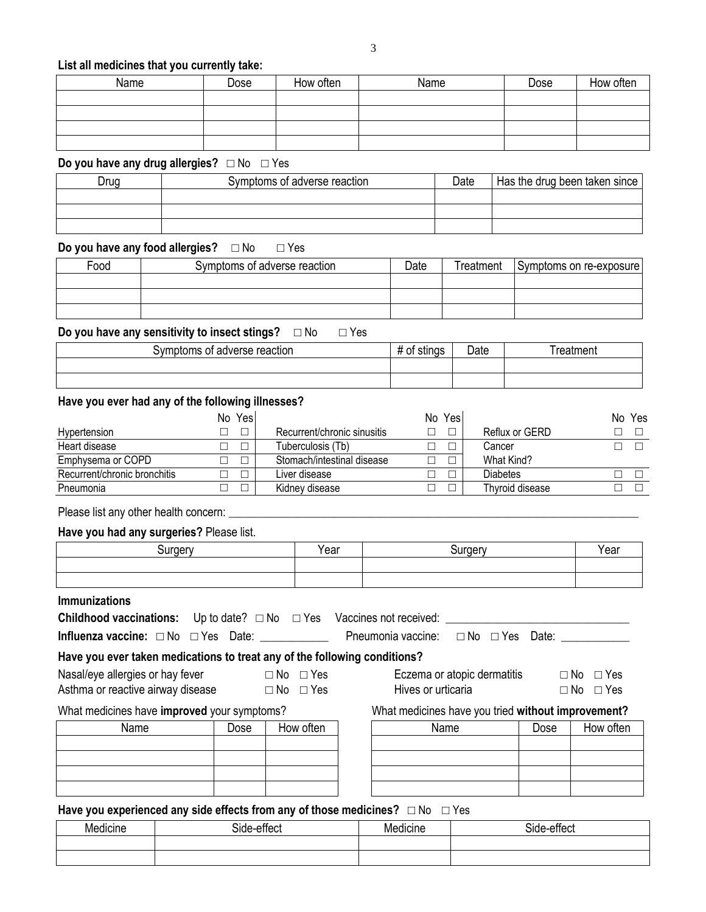**List all medicines that you currently take:**

| Name | Dose | How often | Name | Dose | How often |
|---|---|---|---|---|---|
| | | | | | |
| | | | | | |
| | | | | | |
| | | | | | |

**Do you have any drug allergies?** ☐ No ☐ Yes

| Drug | Symptoms of adverse reaction | Date | Has the drug been taken since |
|---|---|---|---|
| | | | |
| | | | |
| | | | |

**Do you have any food allergies?** ☐ No ☐ Yes

| Food | Symptoms of adverse reaction | Date | Treatment | Symptoms on re-exposure |
|---|---|---|---|---|
| | | | | |
| | | | | |
| | | | | |

**Do you have any sensitivity to insect stings?** ☐ No ☐ Yes

| Symptoms of adverse reaction | # of stings | Date | Treatment |
|---|---|---|---|
| | | | |
| | | | |

**Have you ever had any of the following illnesses?**

| | No | Yes | | No | Yes | | No | Yes |
|---|---|---|---|---|---|---|---|---|
| Hypertension | ☐ | ☐ | Recurrent/chronic sinusitis | ☐ | ☐ | Reflux or GERD | ☐ | ☐ |
| Heart disease | ☐ | ☐ | Tuberculosis (Tb) | ☐ | ☐ | Cancer | ☐ | ☐ |
| Emphysema or COPD | ☐ | ☐ | Stomach/intestinal disease | ☐ | ☐ | What Kind? | | |
| Recurrent/chronic bronchitis | ☐ | ☐ | Liver disease | ☐ | ☐ | Diabetes | ☐ | ☐ |
| Pneumonia | ☐ | ☐ | Kidney disease | ☐ | ☐ | Thyroid disease | ☐ | ☐ |

Please list any other health concern: ___________________________________________________________________________

**Have you had any surgeries?** Please list.

| Surgery | Year | Surgery | Year |
|---|---|---|---|
| | | | |
| | | | |

**Immunizations**

**Childhood vaccinations:** Up to date? ☐ No ☐ Yes Vaccines not received: ________________________________

**Influenza vaccine:** ☐ No ☐ Yes Date: ____________ Pneumonia vaccine: ☐ No ☐ Yes Date: ____________

**Have you ever taken medications to treat any of the following conditions?**

Nasal/eye allergies or hay fever ☐ No ☐ Yes

Asthma or reactive airway disease ☐ No ☐ Yes

Eczema or atopic dermatitis ☐ No ☐ Yes

Hives or urticaria ☐ No ☐ Yes

What medicines have **improved** your symptoms?

| Name | Dose | How often |
|---|---|---|
| | | |
| | | |
| | | |
| | | |

What medicines have you tried **without improvement?**

| Name | Dose | How often |
|---|---|---|
| | | |
| | | |
| | | |
| | | |

**Have you experienced any side effects from any of those medicines?** ☐ No ☐ Yes

| Medicine | Side-effect | Medicine | Side-effect |
|---|---|---|---|
| | | | |
| | | | |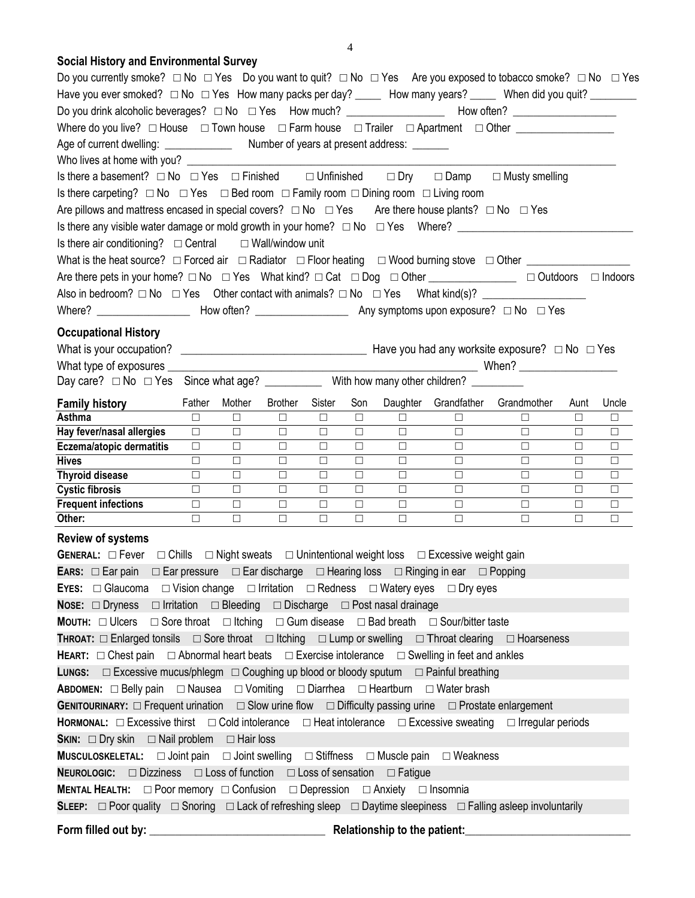### Social History and Environmental Survey

Do you currently smoke? □ No □ Yes Do you want to quit? □ No □ Yes Are you exposed to tobacco smoke? □ No □ Yes

Have you ever smoked? □ No □ Yes How many packs per day? _____ How many years? _____ When did you quit? ________

Do you drink alcoholic beverages? □ No □ Yes How much? _________________ How often? __________________

Where do you live? □ House □ Town house □ Farm house □ Trailer □ Apartment □ Other _________________

Age of current dwelling: ____________ Number of years at present address: ______

Who lives at home with you? ________________________________________________________________________________

Is there a basement? □ No □ Yes □ Finished □ Unfinished □ Dry □ Damp □ Musty smelling

Is there carpeting? □ No □ Yes □ Bed room □ Family room □ Dining room □ Living room

Are pillows and mattress encased in special covers? □ No □ Yes Are there house plants? □ No □ Yes

Is there any visible water damage or mold growth in your home? □ No □ Yes Where? _______________________________

Is there air conditioning? □ Central □ Wall/window unit

What is the heat source? □ Forced air □ Radiator □ Floor heating □ Wood burning stove □ Other __________________

Are there pets in your home? □ No □ Yes What kind? □ Cat □ Dog □ Other _______________ □ Outdoors □ Indoors

Also in bedroom? □ No □ Yes Other contact with animals? □ No □ Yes What kind(s)? __________________

Where? ________________ How often? ________________ Any symptoms upon exposure? □ No □ Yes

### Occupational History

What is your occupation? ________________________________ Have you had any worksite exposure? □ No □ Yes

What type of exposures ____________________________________________________ When? _________________

Day care? □ No □ Yes Since what age? __________ With how many other children? _________

| Family history | Father | Mother | Brother | Sister | Son | Daughter | Grandfather | Grandmother | Aunt | Uncle |
|---|---|---|---|---|---|---|---|---|---|---|
| **Asthma** | □ | □ | □ | □ | □ | □ | □ | □ | □ | □ |
| **Hay fever/nasal allergies** | □ | □ | □ | □ | □ | □ | □ | □ | □ | □ |
| **Eczema/atopic dermatitis** | □ | □ | □ | □ | □ | □ | □ | □ | □ | □ |
| **Hives** | □ | □ | □ | □ | □ | □ | □ | □ | □ | □ |
| **Thyroid disease** | □ | □ | □ | □ | □ | □ | □ | □ | □ | □ |
| **Cystic fibrosis** | □ | □ | □ | □ | □ | □ | □ | □ | □ | □ |
| **Frequent infections** | □ | □ | □ | □ | □ | □ | □ | □ | □ | □ |
| **Other:** | □ | □ | □ | □ | □ | □ | □ | □ | □ | □ |

### Review of systems

**GENERAL:** □ Fever □ Chills □ Night sweats □ Unintentional weight loss □ Excessive weight gain

**EARS:** □ Ear pain □ Ear pressure □ Ear discharge □ Hearing loss □ Ringing in ear □ Popping

**EYES:** □ Glaucoma □ Vision change □ Irritation □ Redness □ Watery eyes □ Dry eyes

**NOSE:** □ Dryness □ Irritation □ Bleeding □ Discharge □ Post nasal drainage

**MOUTH:** □ Ulcers □ Sore throat □ Itching □ Gum disease □ Bad breath □ Sour/bitter taste

**THROAT:** □ Enlarged tonsils □ Sore throat □ Itching □ Lump or swelling □ Throat clearing □ Hoarseness

**HEART:** □ Chest pain □ Abnormal heart beats □ Exercise intolerance □ Swelling in feet and ankles

**LUNGS:** □ Excessive mucus/phlegm □ Coughing up blood or bloody sputum □ Painful breathing

**ABDOMEN:** □ Belly pain □ Nausea □ Vomiting □ Diarrhea □ Heartburn □ Water brash

**GENITOURINARY:** □ Frequent urination □ Slow urine flow □ Difficulty passing urine □ Prostate enlargement

**HORMONAL:** □ Excessive thirst □ Cold intolerance □ Heat intolerance □ Excessive sweating □ Irregular periods

**SKIN:** □ Dry skin □ Nail problem □ Hair loss

**MUSCULOSKELETAL:** □ Joint pain □ Joint swelling □ Stiffness □ Muscle pain □ Weakness

**NEUROLOGIC:** □ Dizziness □ Loss of function □ Loss of sensation □ Fatigue

**MENTAL HEALTH:** □ Poor memory □ Confusion □ Depression □ Anxiety □ Insomnia

**SLEEP:** □ Poor quality □ Snoring □ Lack of refreshing sleep □ Daytime sleepiness □ Falling asleep involuntarily

**Form filled out by:** ______________________________ **Relationship to the patient:**____________________________